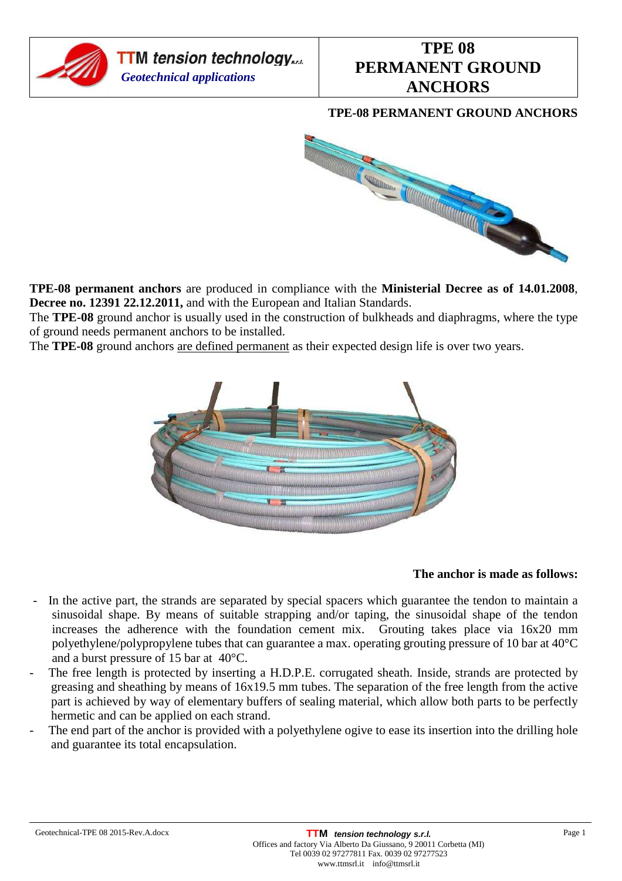TTM tension technology s.r.l.
*Geotechnical applications*

# TPE 08 PERMANENT GROUND ANCHORS

## TPE-08 PERMANENT GROUND ANCHORS

**TPE-08 permanent anchors** are produced in compliance with the **Ministerial Decree as of 14.01.2008**, **Decree no. 12391 22.12.2011,** and with the European and Italian Standards.
The **TPE-08** ground anchor is usually used in the construction of bulkheads and diaphragms, where the type of ground needs permanent anchors to be installed.
The **TPE-08** ground anchors are defined permanent as their expected design life is over two years.

**The anchor is made as follows:**

- In the active part, the strands are separated by special spacers which guarantee the tendon to maintain a sinusoidal shape. By means of suitable strapping and/or taping, the sinusoidal shape of the tendon increases the adherence with the foundation cement mix. Grouting takes place via 16x20 mm polyethylene/polypropylene tubes that can guarantee a max. operating grouting pressure of 10 bar at 40°C and a burst pressure of 15 bar at 40°C.
- The free length is protected by inserting a H.D.P.E. corrugated sheath. Inside, strands are protected by greasing and sheathing by means of 16x19.5 mm tubes. The separation of the free length from the active part is achieved by way of elementary buffers of sealing material, which allow both parts to be perfectly hermetic and can be applied on each strand.
- The end part of the anchor is provided with a polyethylene ogive to ease its insertion into the drilling hole and guarantee its total encapsulation.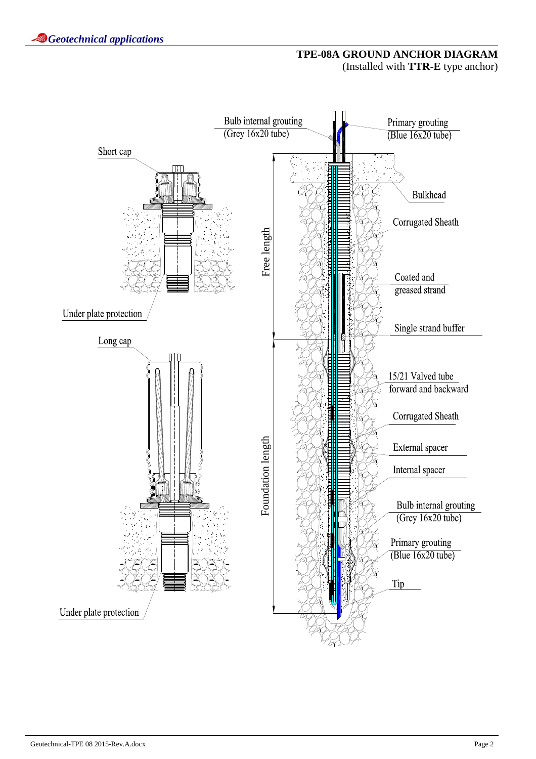## TPE-08A GROUND ANCHOR DIAGRAM

(Installed with **TTR-E** type anchor)

Bulb internal grouting (Grey 16x20 tube)

Primary grouting (Blue 16x20 tube)

Short cap

Bulkhead

Corrugated Sheath

Free length

Coated and greased strand

Under plate protection

Single strand buffer

Long cap

15/21 Valved tube forward and backward

Corrugated Sheath

External spacer

Foundation length

Internal spacer

Bulb internal grouting (Grey 16x20 tube)

Primary grouting (Blue 16x20 tube)

Tip

Under plate protection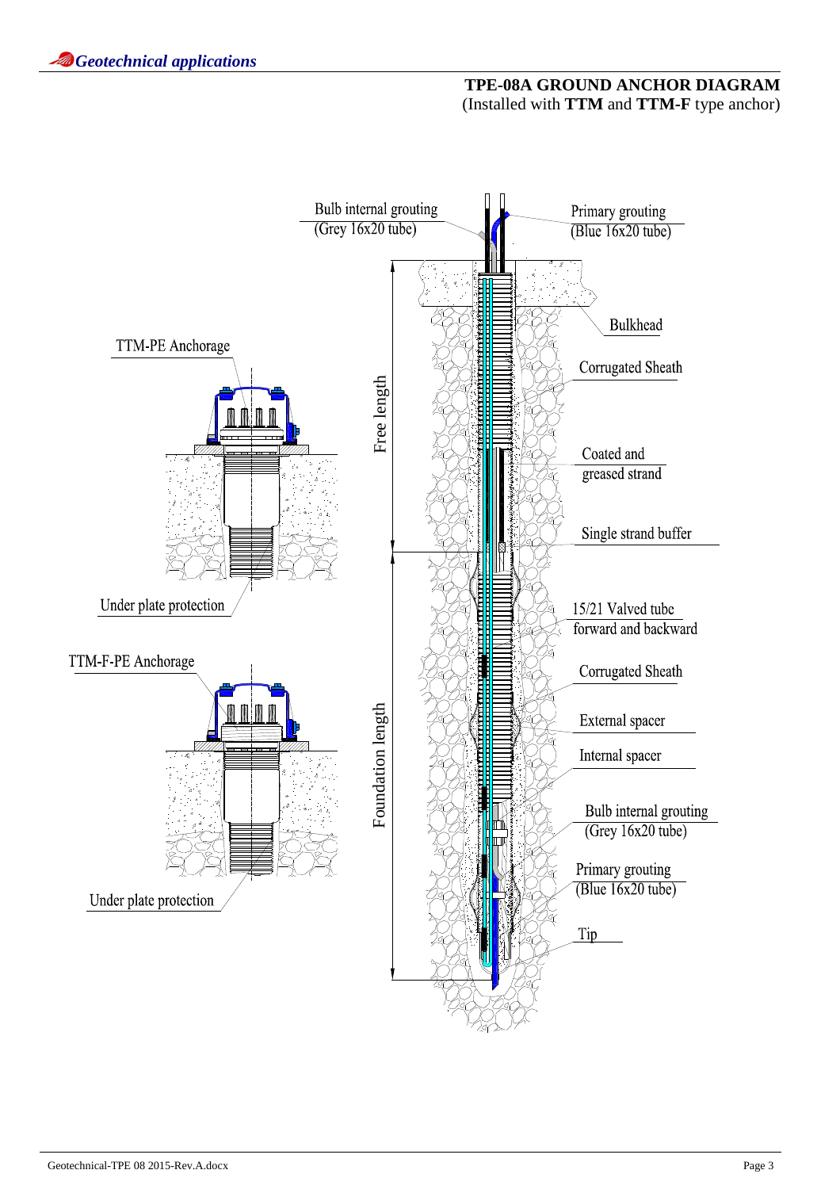# TPE-08A GROUND ANCHOR DIAGRAM

(Installed with **TTM** and **TTM-F** type anchor)

Bulb internal grouting
(Grey 16x20 tube)

Primary grouting
(Blue 16x20 tube)

Bulkhead

TTM-PE Anchorage

Corrugated Sheath

Free length

Coated and
greased strand

Single strand buffer

Under plate protection

15/21 Valved tube
forward and backward

TTM-F-PE Anchorage

Corrugated Sheath

External spacer

Foundation length

Internal spacer

Bulb internal grouting
(Grey 16x20 tube)

Primary grouting
(Blue 16x20 tube)

Under plate protection

Tip